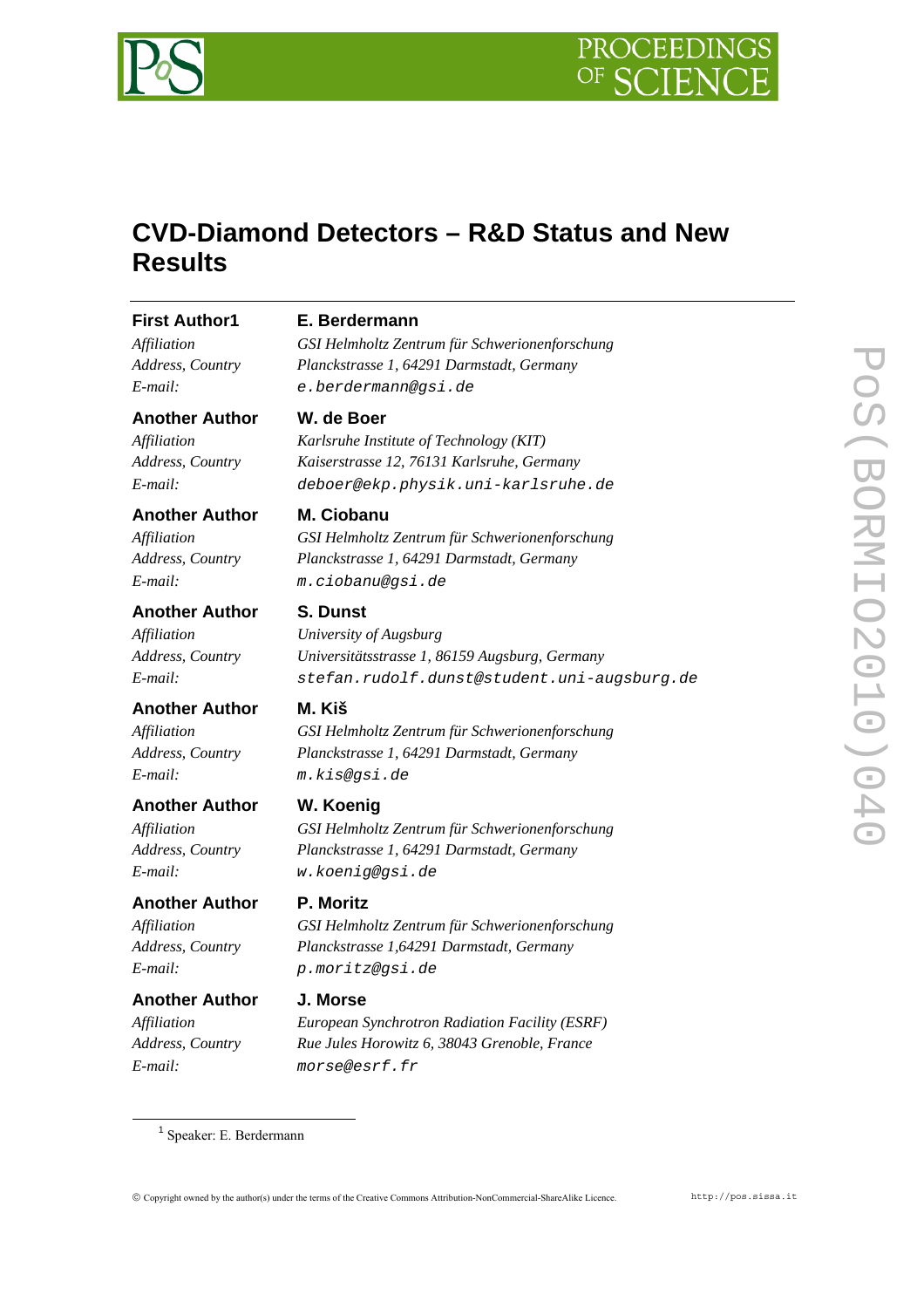# CVD-Diamond Detectors – R&D Status and New Results

**First Author1** **E. Berdermann**
*Affiliation* *GSI Helmholtz Zentrum für Schwerionenforschung*
*Address, Country* *Planckstrasse 1, 64291 Darmstadt, Germany*
*E-mail:* e.berdermann@gsi.de

**Another Author** **W. de Boer**
*Affiliation* *Karlsruhe Institute of Technology (KIT)*
*Address, Country* *Kaiserstrasse 12, 76131 Karlsruhe, Germany*
*E-mail:* deboer@ekp.physik.uni-karlsruhe.de

**Another Author** **M. Ciobanu**
*Affiliation* *GSI Helmholtz Zentrum für Schwerionenforschung*
*Address, Country* *Planckstrasse 1, 64291 Darmstadt, Germany*
*E-mail:* m.ciobanu@gsi.de

**Another Author** **S. Dunst**
*Affiliation* *University of Augsburg*
*Address, Country* *Universitätsstrasse 1, 86159 Augsburg, Germany*
*E-mail:* stefan.rudolf.dunst@student.uni-augsburg.de

**Another Author** **M. Kiš**
*Affiliation* *GSI Helmholtz Zentrum für Schwerionenforschung*
*Address, Country* *Planckstrasse 1, 64291 Darmstadt, Germany*
*E-mail:* m.kis@gsi.de

**Another Author** **W. Koenig**
*Affiliation* *GSI Helmholtz Zentrum für Schwerionenforschung*
*Address, Country* *Planckstrasse 1, 64291 Darmstadt, Germany*
*E-mail:* w.koenig@gsi.de

**Another Author** **P. Moritz**
*Affiliation* *GSI Helmholtz Zentrum für Schwerionenforschung*
*Address, Country* *Planckstrasse 1,64291 Darmstadt, Germany*
*E-mail:* p.moritz@gsi.de

**Another Author** **J. Morse**
*Affiliation* *European Synchrotron Radiation Facility (ESRF)*
*Address, Country* *Rue Jules Horowitz 6, 38043 Grenoble, France*
*E-mail:* morse@esrf.fr

[1] Speaker: E. Berdermann

© Copyright owned by the author(s) under the terms of the Creative Commons Attribution-NonCommercial-ShareAlike Licence. http://pos.sissa.it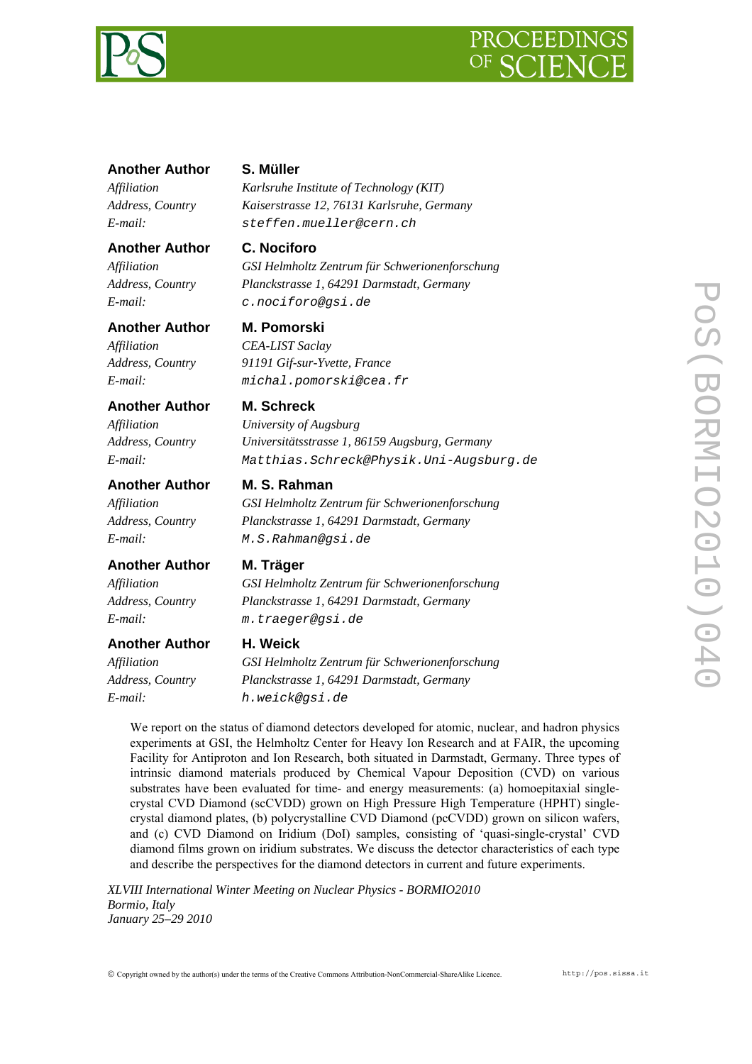**Another Author** **S. Müller**
*Affiliation* *Karlsruhe Institute of Technology (KIT)*
*Address, Country* *Kaiserstrasse 12, 76131 Karlsruhe, Germany*
*E-mail:* steffen.mueller@cern.ch

**Another Author** **C. Nociforo**
*Affiliation* *GSI Helmholtz Zentrum für Schwerionenforschung*
*Address, Country* *Planckstrasse 1, 64291 Darmstadt, Germany*
*E-mail:* c.nociforo@gsi.de

**Another Author** **M. Pomorski**
*Affiliation* *CEA-LIST Saclay*
*Address, Country* *91191 Gif-sur-Yvette, France*
*E-mail:* michal.pomorski@cea.fr

**Another Author** **M. Schreck**
*Affiliation* *University of Augsburg*
*Address, Country* *Universitätsstrasse 1, 86159 Augsburg, Germany*
*E-mail:* Matthias.Schreck@Physik.Uni-Augsburg.de

**Another Author** **M. S. Rahman**
*Affiliation* *GSI Helmholtz Zentrum für Schwerionenforschung*
*Address, Country* *Planckstrasse 1, 64291 Darmstadt, Germany*
*E-mail:* M.S.Rahman@gsi.de

**Another Author** **M. Träger**
*Affiliation* *GSI Helmholtz Zentrum für Schwerionenforschung*
*Address, Country* *Planckstrasse 1, 64291 Darmstadt, Germany*
*E-mail:* m.traeger@gsi.de

**Another Author** **H. Weick**
*Affiliation* *GSI Helmholtz Zentrum für Schwerionenforschung*
*Address, Country* *Planckstrasse 1, 64291 Darmstadt, Germany*
*E-mail:* h.weick@gsi.de

We report on the status of diamond detectors developed for atomic, nuclear, and hadron physics experiments at GSI, the Helmholtz Center for Heavy Ion Research and at FAIR, the upcoming Facility for Antiproton and Ion Research, both situated in Darmstadt, Germany. Three types of intrinsic diamond materials produced by Chemical Vapour Deposition (CVD) on various substrates have been evaluated for time- and energy measurements: (a) homoepitaxial single-crystal CVD Diamond (scCVDD) grown on High Pressure High Temperature (HPHT) single-crystal diamond plates, (b) polycrystalline CVD Diamond (pcCVDD) grown on silicon wafers, and (c) CVD Diamond on Iridium (DoI) samples, consisting of 'quasi-single-crystal' CVD diamond films grown on iridium substrates. We discuss the detector characteristics of each type and describe the perspectives for the diamond detectors in current and future experiments.

*XLVIII International Winter Meeting on Nuclear Physics - BORMIO2010*
*Bormio, Italy*
*January 25–29 2010*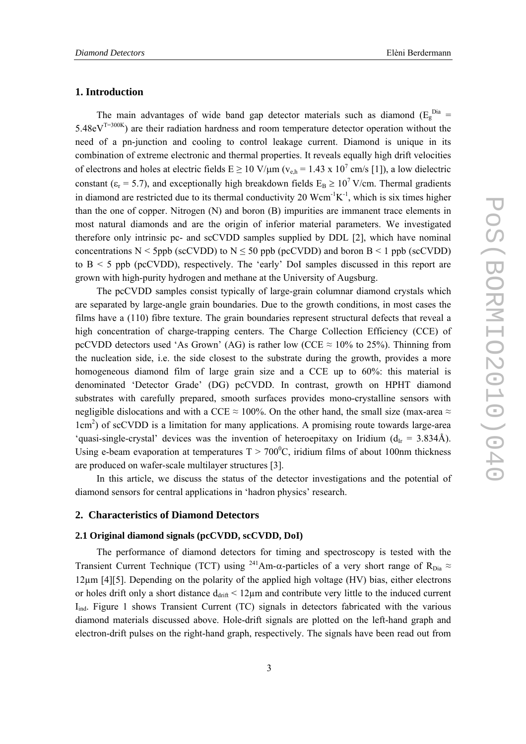## 1. Introduction

The main advantages of wide band gap detector materials such as diamond ($E_g^{Dia} = 5.48eV^{T=300K}$) are their radiation hardness and room temperature detector operation without the need of a pn-junction and cooling to control leakage current. Diamond is unique in its combination of extreme electronic and thermal properties. It reveals equally high drift velocities of electrons and holes at electric fields $E \geq 10$ V/μm ($v_{e,h} = 1.43 \times 10^7$ cm/s [1]), a low dielectric constant ($\varepsilon_r = 5.7$), and exceptionally high breakdown fields $E_B \geq 10^7$ V/cm. Thermal gradients in diamond are restricted due to its thermal conductivity 20 $Wcm^{-1}K^{-1}$, which is six times higher than the one of copper. Nitrogen (N) and boron (B) impurities are immanent trace elements in most natural diamonds and are the origin of inferior material parameters. We investigated therefore only intrinsic pc- and scCVDD samples supplied by DDL [2], which have nominal concentrations N < 5ppb (scCVDD) to N ≤ 50 ppb (pcCVDD) and boron B < 1 ppb (scCVDD) to B < 5 ppb (pcCVDD), respectively. The 'early' DoI samples discussed in this report are grown with high-purity hydrogen and methane at the University of Augsburg.

The pcCVDD samples consist typically of large-grain columnar diamond crystals which are separated by large-angle grain boundaries. Due to the growth conditions, in most cases the films have a (110) fibre texture. The grain boundaries represent structural defects that reveal a high concentration of charge-trapping centers. The Charge Collection Efficiency (CCE) of pcCVDD detectors used 'As Grown' (AG) is rather low (CCE ≈ 10% to 25%). Thinning from the nucleation side, i.e. the side closest to the substrate during the growth, provides a more homogeneous diamond film of large grain size and a CCE up to 60%: this material is denominated 'Detector Grade' (DG) pcCVDD. In contrast, growth on HPHT diamond substrates with carefully prepared, smooth surfaces provides mono-crystalline sensors with negligible dislocations and with a CCE ≈ 100%. On the other hand, the small size (max-area ≈ $1cm^2$) of scCVDD is a limitation for many applications. A promising route towards large-area 'quasi-single-crystal' devices was the invention of heteroepitaxy on Iridium ($d_{Ir}$ = 3.834Å). Using e-beam evaporation at temperatures $T > 700^0$C, iridium films of about 100nm thickness are produced on wafer-scale multilayer structures [3].

In this article, we discuss the status of the detector investigations and the potential of diamond sensors for central applications in 'hadron physics' research.

## 2. Characteristics of Diamond Detectors

### 2.1 Original diamond signals (pcCVDD, scCVDD, DoI)

The performance of diamond detectors for timing and spectroscopy is tested with the Transient Current Technique (TCT) using $^{241}$Am-α-particles of a very short range of $R_{Dia} \approx$ 12μm [4][5]. Depending on the polarity of the applied high voltage (HV) bias, either electrons or holes drift only a short distance $d_{drift}$ < 12μm and contribute very little to the induced current $I_{ind}$. Figure 1 shows Transient Current (TC) signals in detectors fabricated with the various diamond materials discussed above. Hole-drift signals are plotted on the left-hand graph and electron-drift pulses on the right-hand graph, respectively. The signals have been read out from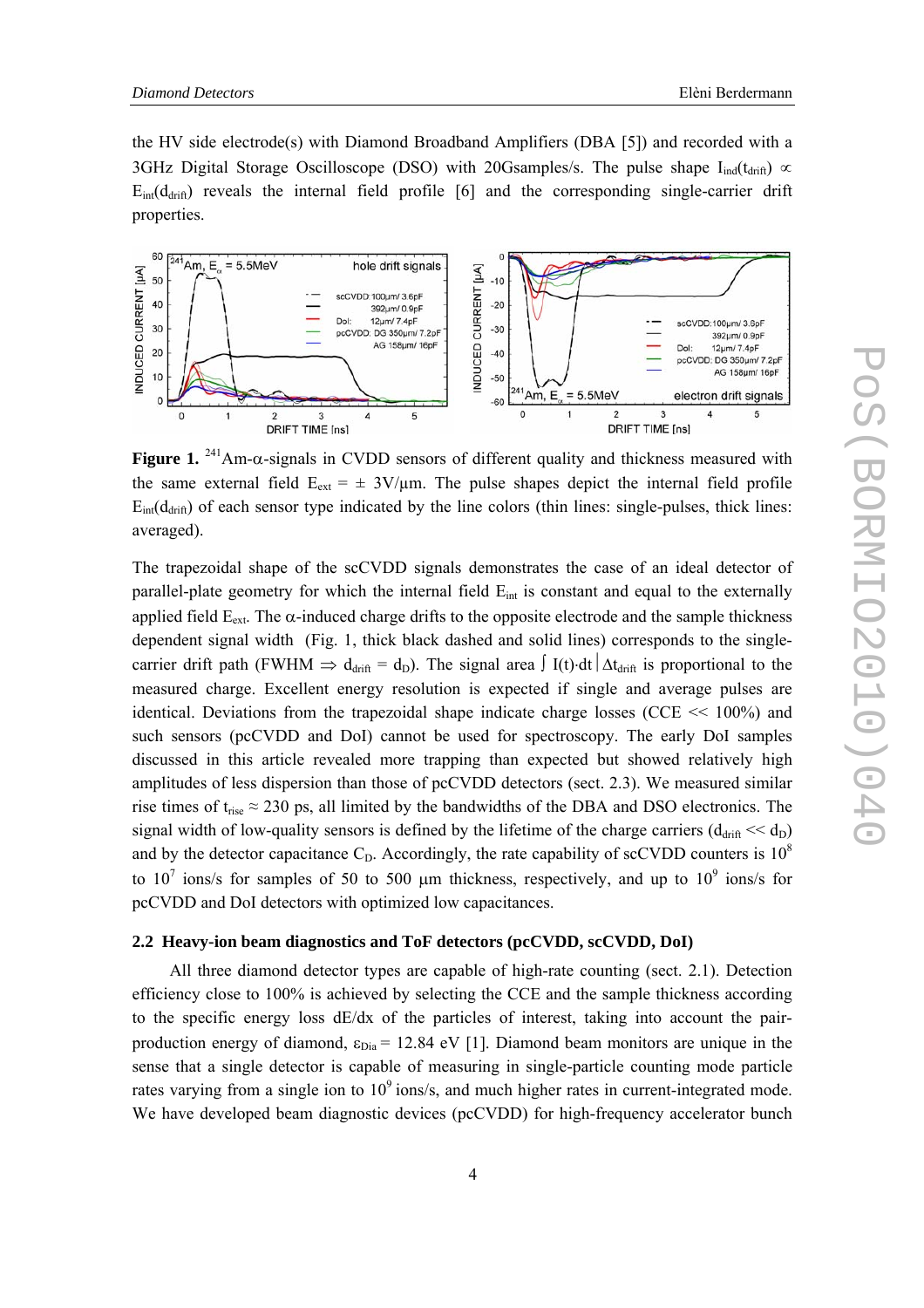the HV side electrode(s) with Diamond Broadband Amplifiers (DBA [5]) and recorded with a 3GHz Digital Storage Oscilloscope (DSO) with 20Gsamples/s. The pulse shape $I_{ind}(t_{drift}) \propto E_{int}(d_{drift})$ reveals the internal field profile [6] and the corresponding single-carrier drift properties.

241Am, Eα = 5.5MeV
hole drift signals
INDUCED CURRENT [μA]
DRIFT TIME [ns]
scCVDD:100μm/ 3.6pF
392μm/ 0.9pF
DoI: 12μm/ 7.4pF
pcCVDD: DG 350μm/ 7.2pF
AG 158μm/ 16pF

241Am, Eα = 5.5MeV
electron drift signals
INDUCED CURRENT [μA]
DRIFT TIME [ns]
scCVDD:100μm/ 3.6pF
392μm/ 0.9pF
DoI: 12μm/ 7.4pF
pcCVDD: DG 350μm/ 7.2pF
AG 158μm/ 16pF

**Figure 1.** $^{241}$Am-α-signals in CVDD sensors of different quality and thickness measured with the same external field $E_{ext} = \pm\ 3V/\mu m$. The pulse shapes depict the internal field profile $E_{int}(d_{drift})$ of each sensor type indicated by the line colors (thin lines: single-pulses, thick lines: averaged).

The trapezoidal shape of the scCVDD signals demonstrates the case of an ideal detector of parallel-plate geometry for which the internal field $E_{int}$ is constant and equal to the externally applied field $E_{ext}$. The α-induced charge drifts to the opposite electrode and the sample thickness dependent signal width (Fig. 1, thick black dashed and solid lines) corresponds to the single-carrier drift path (FWHM $\Rightarrow d_{drift} = d_D$). The signal area $\int I(t)\cdot dt\,|\,\Delta t_{drift}$ is proportional to the measured charge. Excellent energy resolution is expected if single and average pulses are identical. Deviations from the trapezoidal shape indicate charge losses (CCE << 100%) and such sensors (pcCVDD and DoI) cannot be used for spectroscopy. The early DoI samples discussed in this article revealed more trapping than expected but showed relatively high amplitudes of less dispersion than those of pcCVDD detectors (sect. 2.3). We measured similar rise times of $t_{rise} \approx 230$ ps, all limited by the bandwidths of the DBA and DSO electronics. The signal width of low-quality sensors is defined by the lifetime of the charge carriers ($d_{drift} << d_D$) and by the detector capacitance $C_D$. Accordingly, the rate capability of scCVDD counters is $10^8$ to $10^7$ ions/s for samples of 50 to 500 μm thickness, respectively, and up to $10^9$ ions/s for pcCVDD and DoI detectors with optimized low capacitances.

### 2.2 Heavy-ion beam diagnostics and ToF detectors (pcCVDD, scCVDD, DoI)

All three diamond detector types are capable of high-rate counting (sect. 2.1). Detection efficiency close to 100% is achieved by selecting the CCE and the sample thickness according to the specific energy loss dE/dx of the particles of interest, taking into account the pair-production energy of diamond, $\varepsilon_{Dia} = 12.84$ eV [1]. Diamond beam monitors are unique in the sense that a single detector is capable of measuring in single-particle counting mode particle rates varying from a single ion to $10^9$ ions/s, and much higher rates in current-integrated mode. We have developed beam diagnostic devices (pcCVDD) for high-frequency accelerator bunch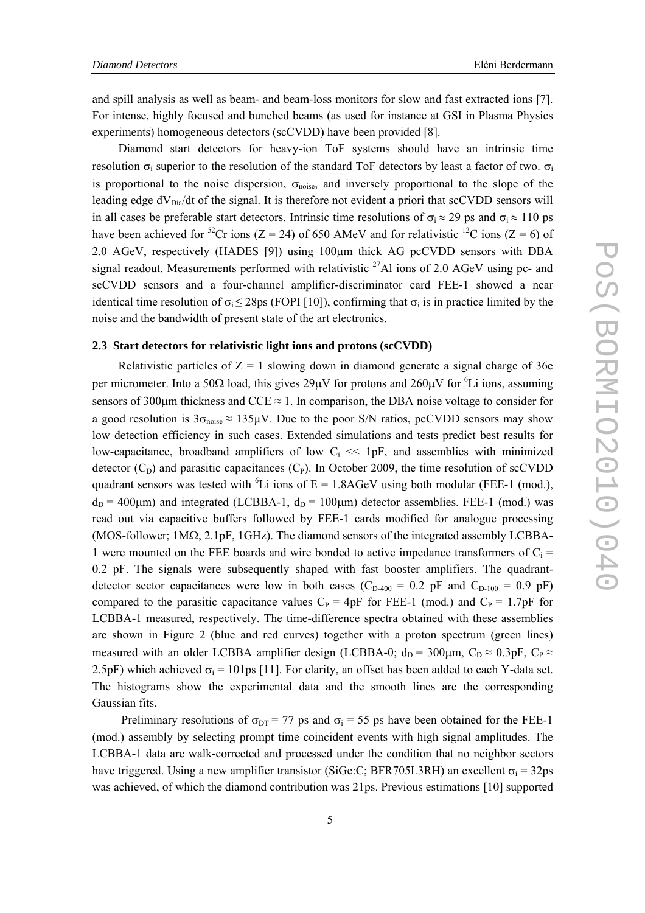and spill analysis as well as beam- and beam-loss monitors for slow and fast extracted ions [7]. For intense, highly focused and bunched beams (as used for instance at GSI in Plasma Physics experiments) homogeneous detectors (scCVDD) have been provided [8].

Diamond start detectors for heavy-ion ToF systems should have an intrinsic time resolution $\sigma_i$ superior to the resolution of the standard ToF detectors by least a factor of two. $\sigma_i$ is proportional to the noise dispersion, $\sigma_{noise}$, and inversely proportional to the slope of the leading edge $dV_{Dia}/dt$ of the signal. It is therefore not evident a priori that scCVDD sensors will in all cases be preferable start detectors. Intrinsic time resolutions of $\sigma_i \approx 29$ ps and $\sigma_i \approx 110$ ps have been achieved for $^{52}$Cr ions (Z = 24) of 650 AMeV and for relativistic $^{12}$C ions (Z = 6) of 2.0 AGeV, respectively (HADES [9]) using 100μm thick AG pcCVDD sensors with DBA signal readout. Measurements performed with relativistic $^{27}$Al ions of 2.0 AGeV using pc- and scCVDD sensors and a four-channel amplifier-discriminator card FEE-1 showed a near identical time resolution of $\sigma_i \leq 28$ps (FOPI [10]), confirming that $\sigma_i$ is in practice limited by the noise and the bandwidth of present state of the art electronics.

### 2.3 Start detectors for relativistic light ions and protons (scCVDD)

Relativistic particles of Z = 1 slowing down in diamond generate a signal charge of 36e per micrometer. Into a 50Ω load, this gives 29μV for protons and 260μV for $^6$Li ions, assuming sensors of 300μm thickness and CCE ≈ 1. In comparison, the DBA noise voltage to consider for a good resolution is $3\sigma_{noise} \approx 135$μV. Due to the poor S/N ratios, pcCVDD sensors may show low detection efficiency in such cases. Extended simulations and tests predict best results for low-capacitance, broadband amplifiers of low $C_i \ll 1$pF, and assemblies with minimized detector ($C_D$) and parasitic capacitances ($C_P$). In October 2009, the time resolution of scCVDD quadrant sensors was tested with $^6$Li ions of E = 1.8AGeV using both modular (FEE-1 (mod.), $d_D$ = 400μm) and integrated (LCBBA-1, $d_D$ = 100μm) detector assemblies. FEE-1 (mod.) was read out via capacitive buffers followed by FEE-1 cards modified for analogue processing (MOS-follower; 1MΩ, 2.1pF, 1GHz). The diamond sensors of the integrated assembly LCBBA-1 were mounted on the FEE boards and wire bonded to active impedance transformers of $C_i$ = 0.2 pF. The signals were subsequently shaped with fast booster amplifiers. The quadrant-detector sector capacitances were low in both cases ($C_{D\text{-}400}$ = 0.2 pF and $C_{D\text{-}100}$ = 0.9 pF) compared to the parasitic capacitance values $C_P$ = 4pF for FEE-1 (mod.) and $C_P$ = 1.7pF for LCBBA-1 measured, respectively. The time-difference spectra obtained with these assemblies are shown in Figure 2 (blue and red curves) together with a proton spectrum (green lines) measured with an older LCBBA amplifier design (LCBBA-0; $d_D$ = 300μm, $C_D \approx 0.3$pF, $C_P \approx$ 2.5pF) which achieved $\sigma_i$ = 101ps [11]. For clarity, an offset has been added to each Y-data set. The histograms show the experimental data and the smooth lines are the corresponding Gaussian fits.

Preliminary resolutions of $\sigma_{DT}$ = 77 ps and $\sigma_i$ = 55 ps have been obtained for the FEE-1 (mod.) assembly by selecting prompt time coincident events with high signal amplitudes. The LCBBA-1 data are walk-corrected and processed under the condition that no neighbor sectors have triggered. Using a new amplifier transistor (SiGe:C; BFR705L3RH) an excellent $\sigma_i$ = 32ps was achieved, of which the diamond contribution was 21ps. Previous estimations [10] supported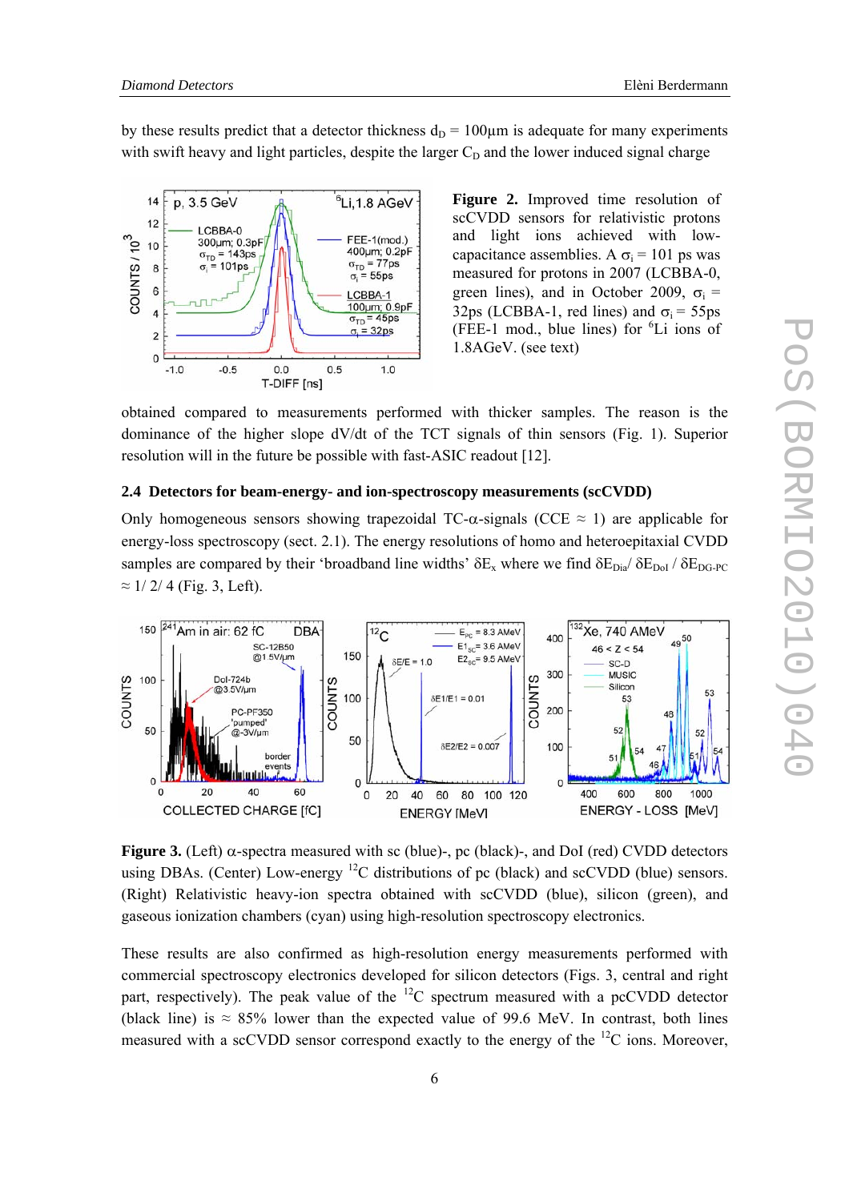by these results predict that a detector thickness $d_D$ = 100µm is adequate for many experiments with swift heavy and light particles, despite the larger $C_D$ and the lower induced signal charge

p, 3.5 GeV
$^6$Li,1.8 AGeV
LCBBA-0
300µm; 0.3pF
$\sigma_{TD}$ = 143ps
$\sigma_i$ = 101ps
FEE-1(mod.)
400µm; 0.2pF
$\sigma_{TD}$ = 77ps
$\sigma_i$ = 55ps
LCBBA-1
100µm; 0.9pF
$\sigma_{TD}$ = 45ps
$\sigma_i$ = 32ps
COUNTS / $10^3$
T-DIFF [ns]

**Figure 2.** Improved time resolution of scCVDD sensors for relativistic protons and light ions achieved with low-capacitance assemblies. A $\sigma_i$ = 101 ps was measured for protons in 2007 (LCBBA-0, green lines), and in October 2009, $\sigma_i$ = 32ps (LCBBA-1, red lines) and $\sigma_i$ = 55ps (FEE-1 mod., blue lines) for $^6$Li ions of 1.8AGeV. (see text)

obtained compared to measurements performed with thicker samples. The reason is the dominance of the higher slope dV/dt of the TCT signals of thin sensors (Fig. 1). Superior resolution will in the future be possible with fast-ASIC readout [12].

### 2.4 Detectors for beam-energy- and ion-spectroscopy measurements (scCVDD)

Only homogeneous sensors showing trapezoidal TC-α-signals (CCE ≈ 1) are applicable for energy-loss spectroscopy (sect. 2.1). The energy resolutions of homo and heteroepitaxial CVDD samples are compared by their 'broadband line widths' $\delta E_x$ where we find $\delta E_{Dia}$/ $\delta E_{DoI}$ / $\delta E_{DG\text{-}PC}$ ≈ 1/ 2/ 4 (Fig. 3, Left).

$^{241}$Am in air: 62 fC
DBA
SC-12B50
@1.5V/µm
DoI-724b
@3.5V/µm
PC-PF350
'pumped'
@-3V/µm
border
events
COUNTS
COLLECTED CHARGE [fC]

$^{12}$C
$E_{PC}$ = 8.3 AMeV
$E1_{SC}$ = 3.6 AMeV
$E2_{SC}$ = 9.5 AMeV
δE/E = 1.0
δE1/E1 = 0.01
δE2/E2 = 0.007
COUNTS
ENERGY [MeV]

$^{132}$Xe, 740 AMeV
46 < Z < 54
SC-D
MUSIC
Silicon
COUNTS
ENERGY - LOSS [MeV]

**Figure 3.** (Left) α-spectra measured with sc (blue)-, pc (black)-, and DoI (red) CVDD detectors using DBAs. (Center) Low-energy $^{12}$C distributions of pc (black) and scCVDD (blue) sensors. (Right) Relativistic heavy-ion spectra obtained with scCVDD (blue), silicon (green), and gaseous ionization chambers (cyan) using high-resolution spectroscopy electronics.

These results are also confirmed as high-resolution energy measurements performed with commercial spectroscopy electronics developed for silicon detectors (Figs. 3, central and right part, respectively). The peak value of the $^{12}$C spectrum measured with a pcCVDD detector (black line) is ≈ 85% lower than the expected value of 99.6 MeV. In contrast, both lines measured with a scCVDD sensor correspond exactly to the energy of the $^{12}$C ions. Moreover,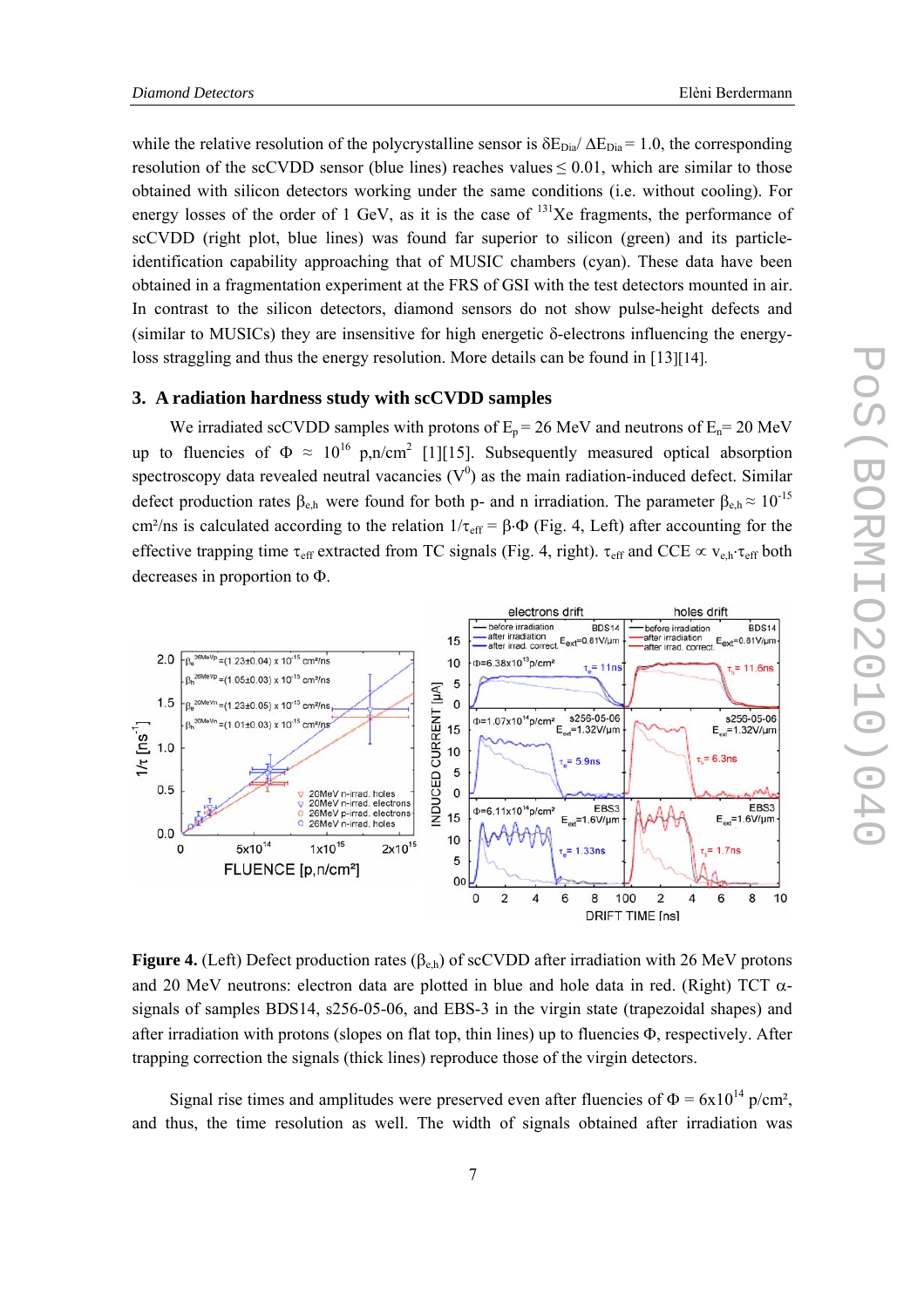while the relative resolution of the polycrystalline sensor is $\delta E_{Dia}/\Delta E_{Dia} = 1.0$, the corresponding resolution of the scCVDD sensor (blue lines) reaches values $\leq 0.01$, which are similar to those obtained with silicon detectors working under the same conditions (i.e. without cooling). For energy losses of the order of 1 GeV, as it is the case of $^{131}$Xe fragments, the performance of scCVDD (right plot, blue lines) was found far superior to silicon (green) and its particle-identification capability approaching that of MUSIC chambers (cyan). These data have been obtained in a fragmentation experiment at the FRS of GSI with the test detectors mounted in air. In contrast to the silicon detectors, diamond sensors do not show pulse-height defects and (similar to MUSICs) they are insensitive for high energetic δ-electrons influencing the energy-loss straggling and thus the energy resolution. More details can be found in [13][14].

## 3. A radiation hardness study with scCVDD samples

We irradiated scCVDD samples with protons of $E_p = 26$ MeV and neutrons of $E_n = 20$ MeV up to fluencies of $\Phi \approx 10^{16}$ p,n/cm$^2$ [1][15]. Subsequently measured optical absorption spectroscopy data revealed neutral vacancies ($V^0$) as the main radiation-induced defect. Similar defect production rates $\beta_{e,h}$ were found for both p- and n irradiation. The parameter $\beta_{e,h} \approx 10^{-15}$ cm²/ns is calculated according to the relation $1/\tau_{eff} = \beta\cdot\Phi$ (Fig. 4, Left) after accounting for the effective trapping time $\tau_{eff}$ extracted from TC signals (Fig. 4, right). $\tau_{eff}$ and CCE $\propto v_{e,h}\cdot\tau_{eff}$ both decreases in proportion to $\Phi$.

$\beta_e^{26MeVp}$=(1.23±0.04) x 10$^{-15}$ cm²/ns
$\beta_h^{26MeVp}$=(1.05±0.03) x 10$^{-15}$ cm²/ns
$\beta_e^{20MeVn}$=(1.23±0.05) x 10$^{-15}$ cm²/ns
$\beta_h^{20MeVn}$=(1.01±0.03) x 10$^{-15}$ cm²/ns
20MeV n-irrad. holes
20MeV n-irrad. electrons
26MeV p-irrad. electrons
26MeV n-irrad. holes
1/τ [ns$^{-1}$]
0.0 0.5 1.0 1.5 2.0
0 5x10$^{14}$ 1x10$^{15}$ 2x10$^{15}$
FLUENCE [p,n/cm²]

electrons drift
holes drift
before irradiation
after irradiation
after irrad. correct.
BDS14 $E_{ext}$=0.81V/μm
Φ=6.38x10$^{13}$p/cm²
$\tau_e$= 11ns
$\tau_h$= 11.6ns
Φ=1.07x10$^{14}$p/cm²
s256-05-06 $E_{ext}$=1.32V/μm
$\tau_e$= 5.9ns
$\tau_h$= 6.3ns
Φ=6.11x10$^{14}$p/cm²
EBS3 $E_{ext}$=1.6V/μm
$\tau_e$= 1.33ns
$\tau_h$= 1.7ns
INDUCED CURRENT [μA]
DRIFT TIME [ns]
0 2 4 6 8 10 0 2 4 6 8 10

**Figure 4.** (Left) Defect production rates ($\beta_{e,h}$) of scCVDD after irradiation with 26 MeV protons and 20 MeV neutrons: electron data are plotted in blue and hole data in red. (Right) TCT α-signals of samples BDS14, s256-05-06, and EBS-3 in the virgin state (trapezoidal shapes) and after irradiation with protons (slopes on flat top, thin lines) up to fluencies Φ, respectively. After trapping correction the signals (thick lines) reproduce those of the virgin detectors.

Signal rise times and amplitudes were preserved even after fluencies of $\Phi = 6\text{x}10^{14}$ p/cm², and thus, the time resolution as well. The width of signals obtained after irradiation was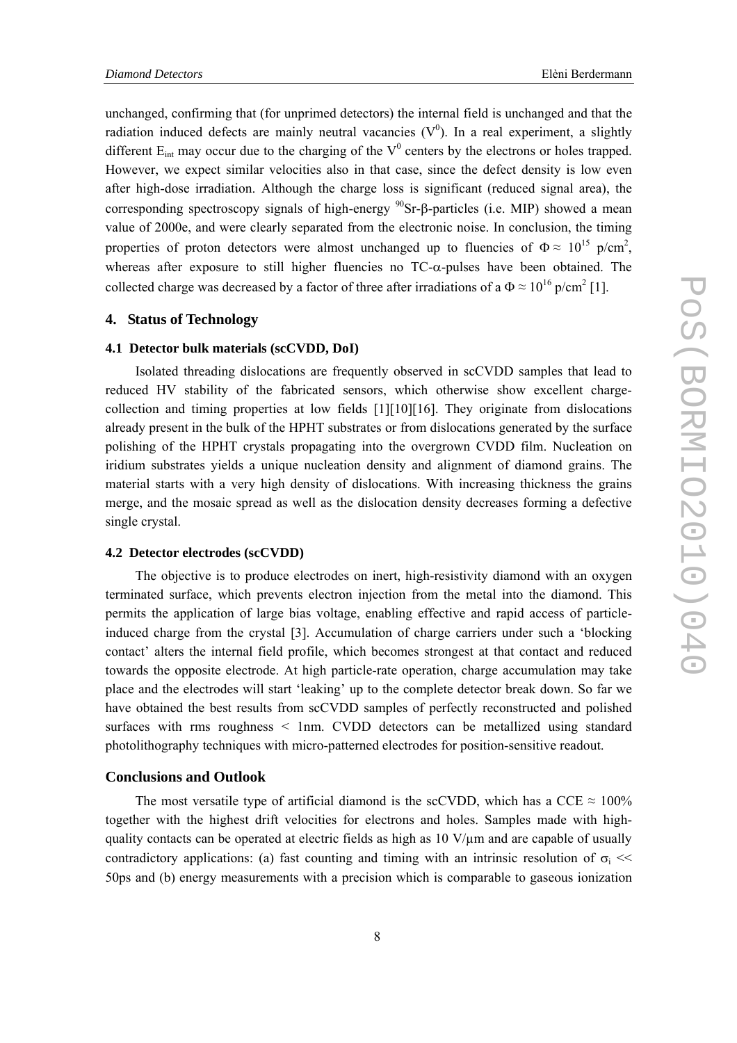unchanged, confirming that (for unprimed detectors) the internal field is unchanged and that the radiation induced defects are mainly neutral vacancies ($V^0$). In a real experiment, a slightly different $E_{int}$ may occur due to the charging of the $V^0$ centers by the electrons or holes trapped. However, we expect similar velocities also in that case, since the defect density is low even after high-dose irradiation. Although the charge loss is significant (reduced signal area), the corresponding spectroscopy signals of high-energy $^{90}$Sr-β-particles (i.e. MIP) showed a mean value of 2000e, and were clearly separated from the electronic noise. In conclusion, the timing properties of proton detectors were almost unchanged up to fluencies of $\Phi \approx 10^{15}$ p/cm$^2$, whereas after exposure to still higher fluencies no TC-α-pulses have been obtained. The collected charge was decreased by a factor of three after irradiations of a $\Phi \approx 10^{16}$ p/cm$^2$ [1].

## 4. Status of Technology

### 4.1 Detector bulk materials (scCVDD, DoI)

Isolated threading dislocations are frequently observed in scCVDD samples that lead to reduced HV stability of the fabricated sensors, which otherwise show excellent charge-collection and timing properties at low fields [1][10][16]. They originate from dislocations already present in the bulk of the HPHT substrates or from dislocations generated by the surface polishing of the HPHT crystals propagating into the overgrown CVDD film. Nucleation on iridium substrates yields a unique nucleation density and alignment of diamond grains. The material starts with a very high density of dislocations. With increasing thickness the grains merge, and the mosaic spread as well as the dislocation density decreases forming a defective single crystal.

### 4.2 Detector electrodes (scCVDD)

The objective is to produce electrodes on inert, high-resistivity diamond with an oxygen terminated surface, which prevents electron injection from the metal into the diamond. This permits the application of large bias voltage, enabling effective and rapid access of particle-induced charge from the crystal [3]. Accumulation of charge carriers under such a 'blocking contact' alters the internal field profile, which becomes strongest at that contact and reduced towards the opposite electrode. At high particle-rate operation, charge accumulation may take place and the electrodes will start 'leaking' up to the complete detector break down. So far we have obtained the best results from scCVDD samples of perfectly reconstructed and polished surfaces with rms roughness < 1nm. CVDD detectors can be metallized using standard photolithography techniques with micro-patterned electrodes for position-sensitive readout.

## Conclusions and Outlook

The most versatile type of artificial diamond is the scCVDD, which has a CCE ≈ 100% together with the highest drift velocities for electrons and holes. Samples made with high-quality contacts can be operated at electric fields as high as 10 V/μm and are capable of usually contradictory applications: (a) fast counting and timing with an intrinsic resolution of $\sigma_i \ll$ 50ps and (b) energy measurements with a precision which is comparable to gaseous ionization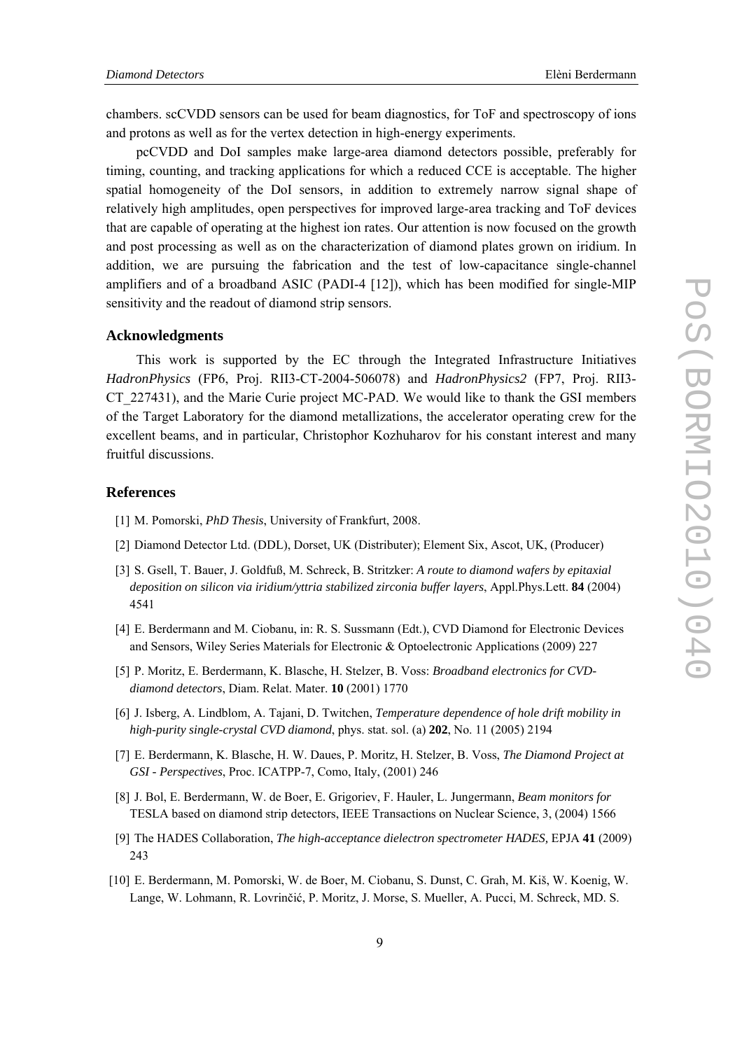chambers. scCVDD sensors can be used for beam diagnostics, for ToF and spectroscopy of ions and protons as well as for the vertex detection in high-energy experiments.

pcCVDD and DoI samples make large-area diamond detectors possible, preferably for timing, counting, and tracking applications for which a reduced CCE is acceptable. The higher spatial homogeneity of the DoI sensors, in addition to extremely narrow signal shape of relatively high amplitudes, open perspectives for improved large-area tracking and ToF devices that are capable of operating at the highest ion rates. Our attention is now focused on the growth and post processing as well as on the characterization of diamond plates grown on iridium. In addition, we are pursuing the fabrication and the test of low-capacitance single-channel amplifiers and of a broadband ASIC (PADI-4 [12]), which has been modified for single-MIP sensitivity and the readout of diamond strip sensors.

### Acknowledgments

This work is supported by the EC through the Integrated Infrastructure Initiatives *HadronPhysics* (FP6, Proj. RII3-CT-2004-506078) and *HadronPhysics2* (FP7, Proj. RII3-CT_227431), and the Marie Curie project MC-PAD. We would like to thank the GSI members of the Target Laboratory for the diamond metallizations, the accelerator operating crew for the excellent beams, and in particular, Christophor Kozhuharov for his constant interest and many fruitful discussions.

### References

[1] M. Pomorski, *PhD Thesis*, University of Frankfurt, 2008.

[2] Diamond Detector Ltd. (DDL), Dorset, UK (Distributer); Element Six, Ascot, UK, (Producer)

[3] S. Gsell, T. Bauer, J. Goldfuß, M. Schreck, B. Stritzker: *A route to diamond wafers by epitaxial deposition on silicon via iridium/yttria stabilized zirconia buffer layers*, Appl.Phys.Lett. **84** (2004) 4541

[4] E. Berdermann and M. Ciobanu, in: R. S. Sussmann (Edt.), CVD Diamond for Electronic Devices and Sensors, Wiley Series Materials for Electronic & Optoelectronic Applications (2009) 227

[5] P. Moritz, E. Berdermann, K. Blasche, H. Stelzer, B. Voss: *Broadband electronics for CVD-diamond detectors*, Diam. Relat. Mater. **10** (2001) 1770

[6] J. Isberg, A. Lindblom, A. Tajani, D. Twitchen, *Temperature dependence of hole drift mobility in high-purity single-crystal CVD diamond*, phys. stat. sol. (a) **202**, No. 11 (2005) 2194

[7] E. Berdermann, K. Blasche, H. W. Daues, P. Moritz, H. Stelzer, B. Voss, *The Diamond Project at GSI - Perspectives*, Proc. ICATPP-7, Como, Italy, (2001) 246

[8] J. Bol, E. Berdermann, W. de Boer, E. Grigoriev, F. Hauler, L. Jungermann, *Beam monitors for* TESLA based on diamond strip detectors, IEEE Transactions on Nuclear Science, 3, (2004) 1566

[9] The HADES Collaboration, *The high-acceptance dielectron spectrometer HADES,* EPJA **41** (2009) 243

[10] E. Berdermann, M. Pomorski, W. de Boer, M. Ciobanu, S. Dunst, C. Grah, M. Kiš, W. Koenig, W. Lange, W. Lohmann, R. Lovrinčić, P. Moritz, J. Morse, S. Mueller, A. Pucci, M. Schreck, MD. S.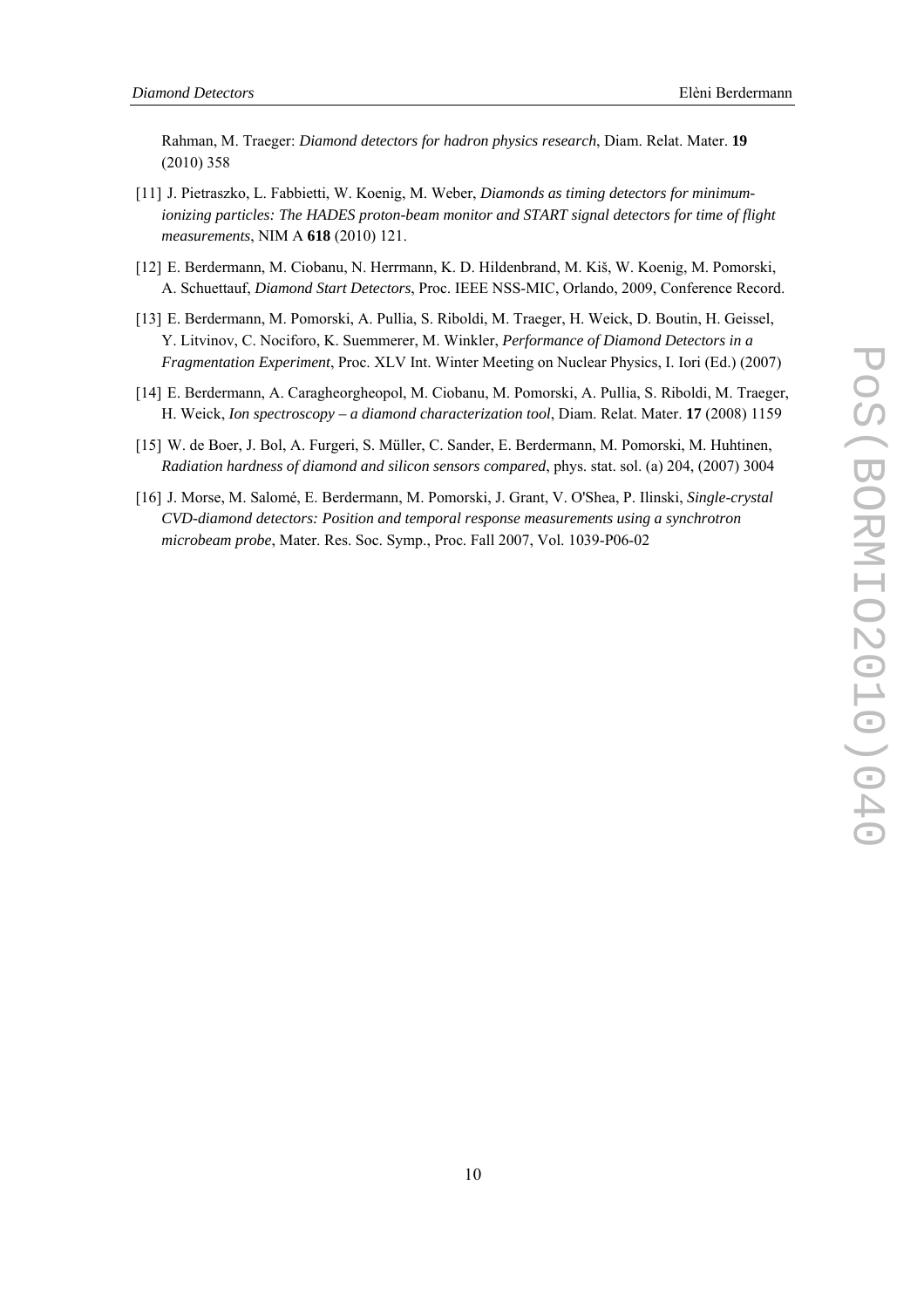Rahman, M. Traeger: *Diamond detectors for hadron physics research*, Diam. Relat. Mater. **19** (2010) 358

[11] J. Pietraszko, L. Fabbietti, W. Koenig, M. Weber, *Diamonds as timing detectors for minimum-ionizing particles: The HADES proton-beam monitor and START signal detectors for time of flight measurements*, NIM A **618** (2010) 121.

[12] E. Berdermann, M. Ciobanu, N. Herrmann, K. D. Hildenbrand, M. Kiš, W. Koenig, M. Pomorski, A. Schuettauf, *Diamond Start Detectors*, Proc. IEEE NSS-MIC, Orlando, 2009, Conference Record.

[13] E. Berdermann, M. Pomorski, A. Pullia, S. Riboldi, M. Traeger, H. Weick, D. Boutin, H. Geissel, Y. Litvinov, C. Nociforo, K. Suemmerer, M. Winkler, *Performance of Diamond Detectors in a Fragmentation Experiment*, Proc. XLV Int. Winter Meeting on Nuclear Physics, I. Iori (Ed.) (2007)

[14] E. Berdermann, A. Caragheorgheopol, M. Ciobanu, M. Pomorski, A. Pullia, S. Riboldi, M. Traeger, H. Weick, *Ion spectroscopy – a diamond characterization tool*, Diam. Relat. Mater. **17** (2008) 1159

[15] W. de Boer, J. Bol, A. Furgeri, S. Müller, C. Sander, E. Berdermann, M. Pomorski, M. Huhtinen, *Radiation hardness of diamond and silicon sensors compared*, phys. stat. sol. (a) 204, (2007) 3004

[16] J. Morse, M. Salomé, E. Berdermann, M. Pomorski, J. Grant, V. O'Shea, P. Ilinski, *Single-crystal CVD-diamond detectors: Position and temporal response measurements using a synchrotron microbeam probe*, Mater. Res. Soc. Symp., Proc. Fall 2007, Vol. 1039-P06-02